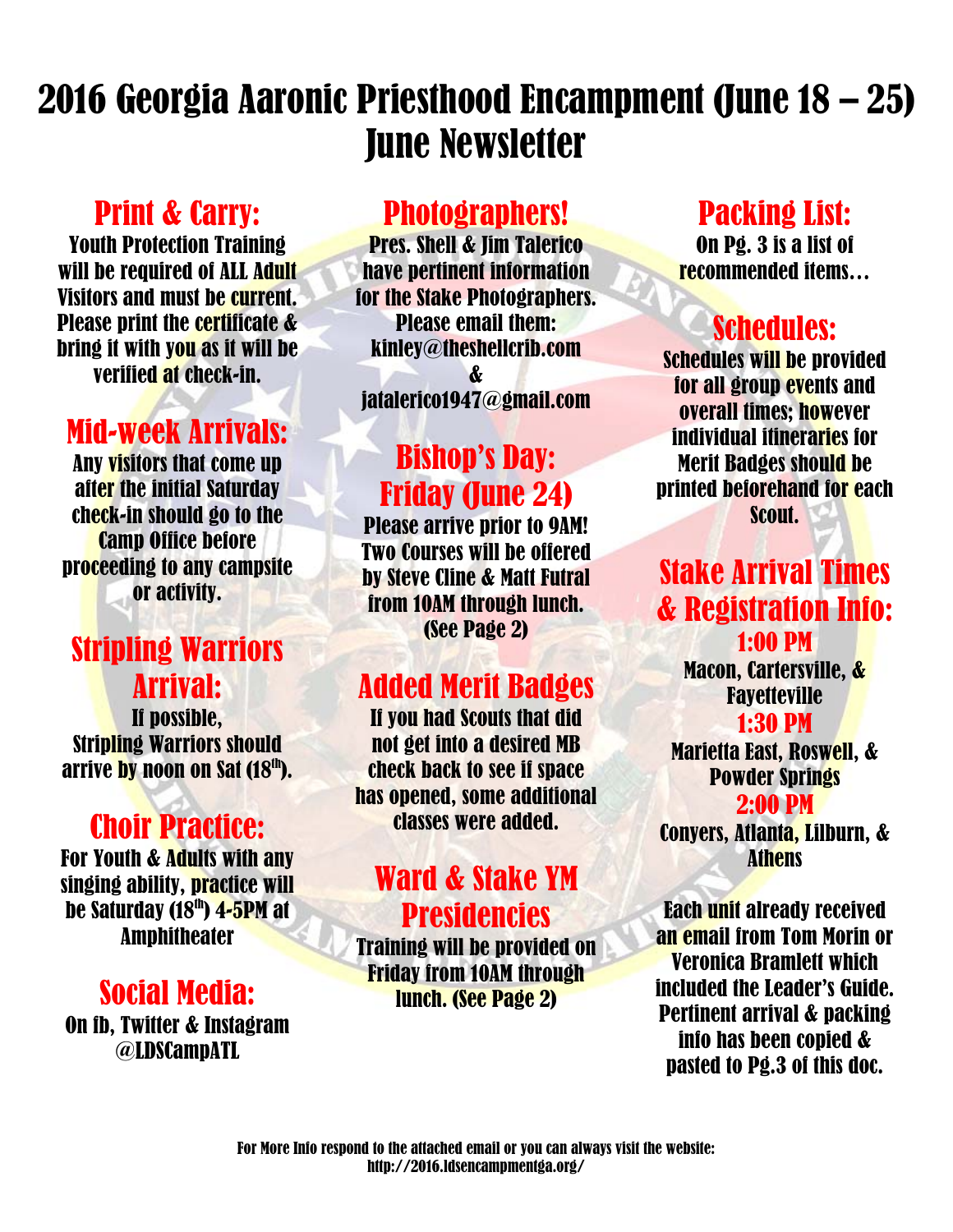# 2016 Georgia Aaronic Priesthood Encampment (June 18 – 25) June Newsletter

## Print & Carry:

Youth Protection Training will be required of ALL Adult Visitors and must be current. Please print the certificate & bring it with you as it will be verified at check-in.

## Mid-week Arrivals:

Any visitors that come up after the initial Saturday check-in should go to the Camp Office before proceeding to any campsite or activity.

## Stripling Warriors Arrival:

If possible, Stripling Warriors should arrive by noon on Sat (18th).

## Choir Practice:

For Youth & Adults with any singing ability, practice will be Saturday (18th) 4-5PM at Amphitheater

## Social Media:

On fb, Twitter & Instagram @LDSCampATL

## Photographers!

Pres. Shell & Jim Talerico have pertinent information for the Stake Photographers. Please email them: kinley@theshellcrib.com & jatalerico1947@gmail.com

## Bishop's Day: Friday (June 24)

Please arrive prior to 9AM! Two Courses will be offered by Steve Cline & Matt Futral from 10AM through lunch. (See Page 2)

## Added Merit Badges

If you had Scouts that did not get into a desired MB check back to see if space has opened, some additional classes were added.

## Ward & Stake YM Presidencies

Training will be provided on Friday from 10AM through lunch. (See Page 2)

## Packing List:

On Pg. 3 is a list of recommended items…

## Schedules:

Schedules will be provided for all group events and overall times; however individual itineraries for Merit Badges should be printed beforehand for each Scout.

## Stake Arrival Times & Registration Info:

**1:00 PM**
Macon, Cartersville, & Fayetteville

**1:30 PM**
Marietta East, Roswell, & Powder Springs

**2:00 PM**
Conyers, Atlanta, Lilburn, & Athens

Each unit already received an email from Tom Morin or Veronica Bramlett which included the Leader's Guide. Pertinent arrival & packing info has been copied & pasted to Pg.3 of this doc.

For More Info respond to the attached email or you can always visit the website: http://2016.ldsencampmentga.org/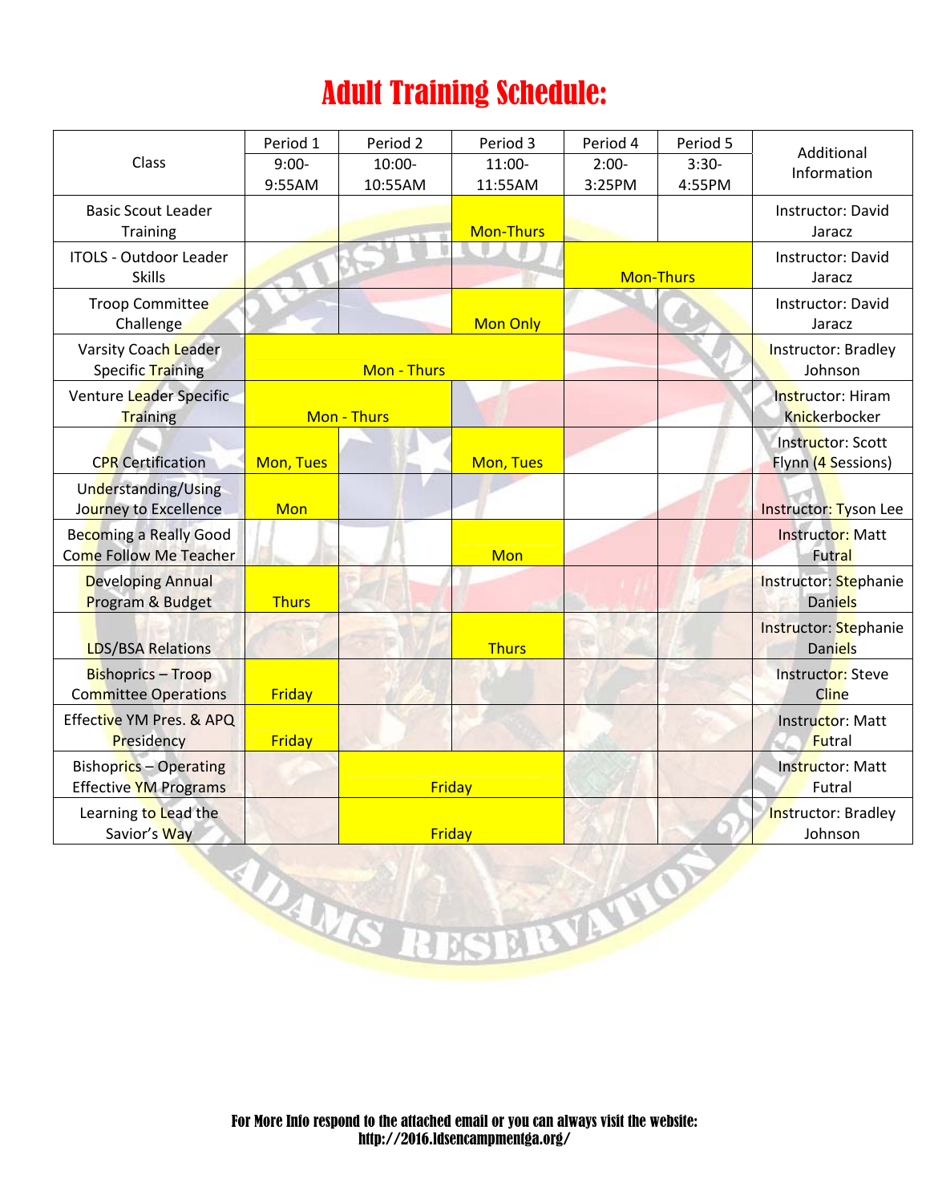# Adult Training Schedule:

| Class | Period 1 9:00-9:55AM | Period 2 10:00-10:55AM | Period 3 11:00-11:55AM | Period 4 2:00-3:25PM | Period 5 3:30-4:55PM | Additional Information |
|---|---|---|---|---|---|---|
| Basic Scout Leader Training | | | Mon-Thurs | | | Instructor: David Jaracz |
| ITOLS - Outdoor Leader Skills | | | | Mon-Thurs | | Instructor: David Jaracz |
| Troop Committee Challenge | | | Mon Only | | | Instructor: David Jaracz |
| Varsity Coach Leader Specific Training | Mon - Thurs | | | | | Instructor: Bradley Johnson |
| Venture Leader Specific Training | Mon - Thurs | | | | | Instructor: Hiram Knickerbocker |
| CPR Certification | Mon, Tues | | Mon, Tues | | | Instructor: Scott Flynn (4 Sessions) |
| Understanding/Using Journey to Excellence | Mon | | | | | Instructor: Tyson Lee |
| Becoming a Really Good Come Follow Me Teacher | | | Mon | | | Instructor: Matt Futral |
| Developing Annual Program & Budget | Thurs | | | | | Instructor: Stephanie Daniels |
| LDS/BSA Relations | | | Thurs | | | Instructor: Stephanie Daniels |
| Bishoprics – Troop Committee Operations | Friday | | | | | Instructor: Steve Cline |
| Effective YM Pres. & APQ Presidency | Friday | | | | | Instructor: Matt Futral |
| Bishoprics – Operating Effective YM Programs | | Friday | | | | Instructor: Matt Futral |
| Learning to Lead the Savior's Way | | Friday | | | | Instructor: Bradley Johnson |

**For More Info respond to the attached email or you can always visit the website: http://2016.ldsencampmentga.org/**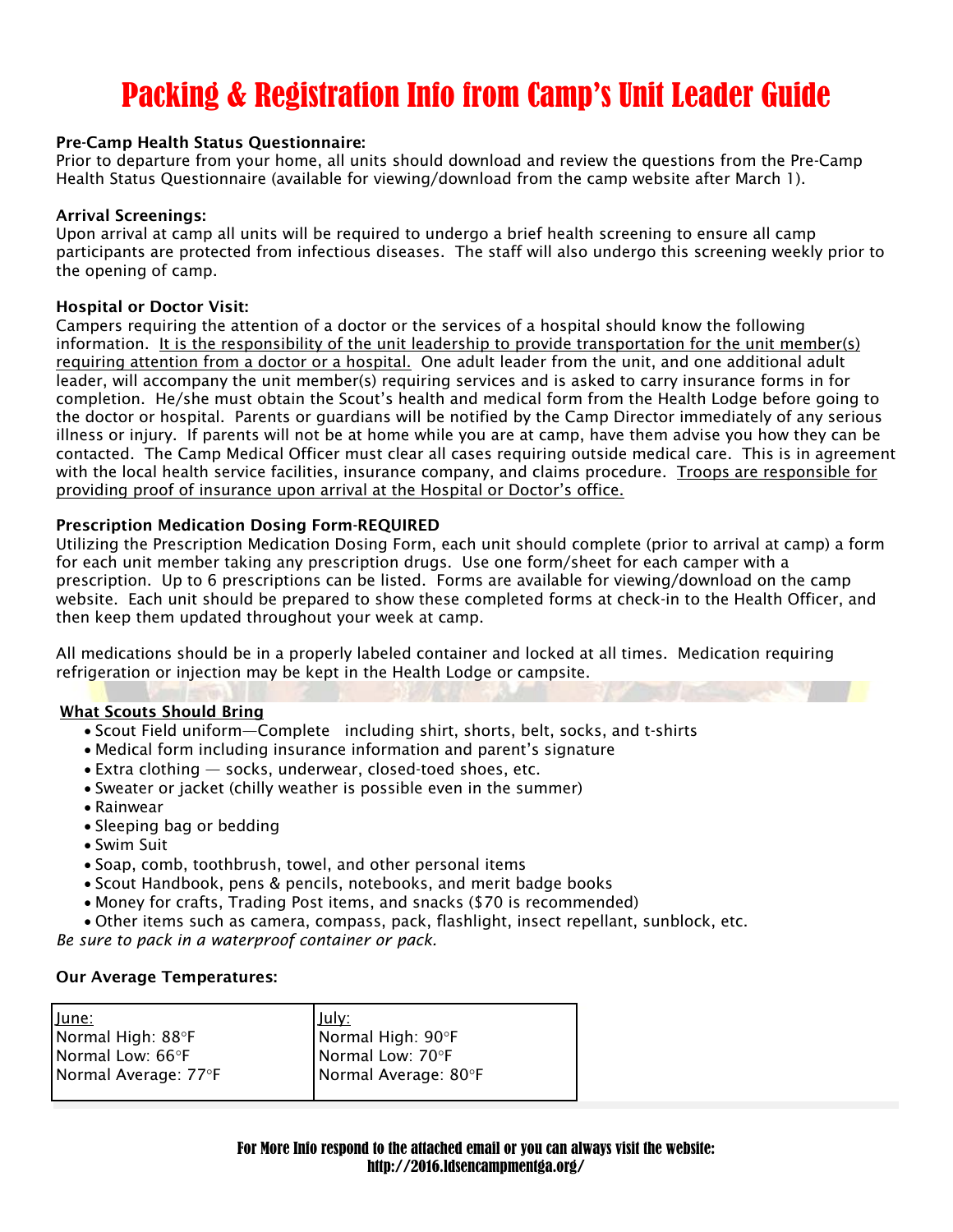# Packing & Registration Info from Camp's Unit Leader Guide

**Pre-Camp Health Status Questionnaire:**
Prior to departure from your home, all units should download and review the questions from the Pre-Camp Health Status Questionnaire (available for viewing/download from the camp website after March 1).

**Arrival Screenings:**
Upon arrival at camp all units will be required to undergo a brief health screening to ensure all camp participants are protected from infectious diseases. The staff will also undergo this screening weekly prior to the opening of camp.

**Hospital or Doctor Visit:**
Campers requiring the attention of a doctor or the services of a hospital should know the following information. <u>It is the responsibility of the unit leadership to provide transportation for the unit member(s) requiring attention from a doctor or a hospital.</u> One adult leader from the unit, and one additional adult leader, will accompany the unit member(s) requiring services and is asked to carry insurance forms in for completion. He/she must obtain the Scout's health and medical form from the Health Lodge before going to the doctor or hospital. Parents or guardians will be notified by the Camp Director immediately of any serious illness or injury. If parents will not be at home while you are at camp, have them advise you how they can be contacted. The Camp Medical Officer must clear all cases requiring outside medical care. This is in agreement with the local health service facilities, insurance company, and claims procedure. <u>Troops are responsible for providing proof of insurance upon arrival at the Hospital or Doctor's office.</u>

**Prescription Medication Dosing Form-REQUIRED**
Utilizing the Prescription Medication Dosing Form, each unit should complete (prior to arrival at camp) a form for each unit member taking any prescription drugs. Use one form/sheet for each camper with a prescription. Up to 6 prescriptions can be listed. Forms are available for viewing/download on the camp website. Each unit should be prepared to show these completed forms at check-in to the Health Officer, and then keep them updated throughout your week at camp.

All medications should be in a properly labeled container and locked at all times. Medication requiring refrigeration or injection may be kept in the Health Lodge or campsite.

**<u>What Scouts Should Bring</u>**

- Scout Field uniform—Complete including shirt, shorts, belt, socks, and t-shirts
- Medical form including insurance information and parent's signature
- Extra clothing — socks, underwear, closed-toed shoes, etc.
- Sweater or jacket (chilly weather is possible even in the summer)
- Rainwear
- Sleeping bag or bedding
- Swim Suit
- Soap, comb, toothbrush, towel, and other personal items
- Scout Handbook, pens & pencils, notebooks, and merit badge books
- Money for crafts, Trading Post items, and snacks ($70 is recommended)
- Other items such as camera, compass, pack, flashlight, insect repellant, sunblock, etc.

*Be sure to pack in a waterproof container or pack.*

**Our Average Temperatures:**

| | |
|---|---|
| <u>June:</u><br>Normal High: 88°F<br>Normal Low: 66°F<br>Normal Average: 77°F | <u>July:</u><br>Normal High: 90°F<br>Normal Low: 70°F<br>Normal Average: 80°F |

**For More Info respond to the attached email or you can always visit the website:**
**http://2016.ldsencampmentga.org/**